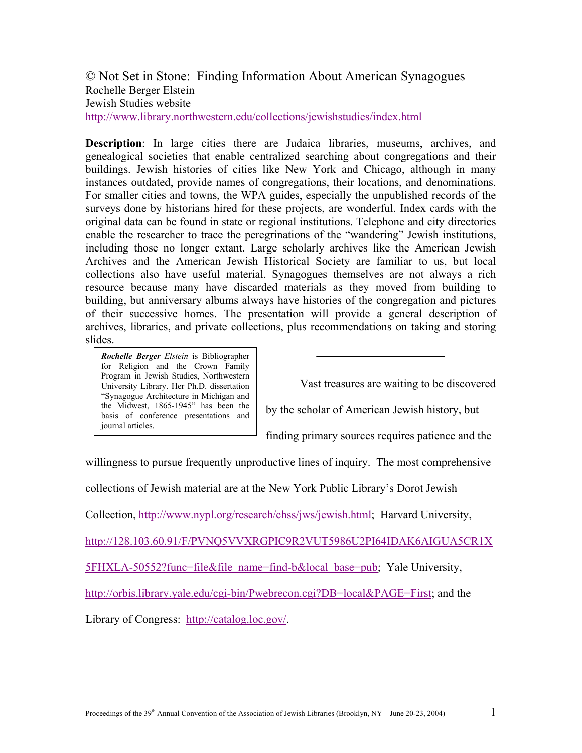# © Not Set in Stone: Finding Information About American Synagogues

Rochelle Berger Elstein
Jewish Studies website
http://www.library.northwestern.edu/collections/jewishstudies/index.html

**Description**: In large cities there are Judaica libraries, museums, archives, and genealogical societies that enable centralized searching about congregations and their buildings. Jewish histories of cities like New York and Chicago, although in many instances outdated, provide names of congregations, their locations, and denominations. For smaller cities and towns, the WPA guides, especially the unpublished records of the surveys done by historians hired for these projects, are wonderful. Index cards with the original data can be found in state or regional institutions. Telephone and city directories enable the researcher to trace the peregrinations of the "wandering" Jewish institutions, including those no longer extant. Large scholarly archives like the American Jewish Archives and the American Jewish Historical Society are familiar to us, but local collections also have useful material. Synagogues themselves are not always a rich resource because many have discarded materials as they moved from building to building, but anniversary albums always have histories of the congregation and pictures of their successive homes. The presentation will provide a general description of archives, libraries, and private collections, plus recommendations on taking and storing slides.

> ***Rochelle Berger** Elstein* is Bibliographer for Religion and the Crown Family Program in Jewish Studies, Northwestern University Library. Her Ph.D. dissertation "Synagogue Architecture in Michigan and the Midwest, 1865-1945" has been the basis of conference presentations and journal articles.

---

Vast treasures are waiting to be discovered by the scholar of American Jewish history, but finding primary sources requires patience and the willingness to pursue frequently unproductive lines of inquiry. The most comprehensive collections of Jewish material are at the New York Public Library's Dorot Jewish Collection, http://www.nypl.org/research/chss/jws/jewish.html; Harvard University, http://128.103.60.91/F/PVNQ5VVXRGPIC9R2VUT5986U2PI64IDAK6AIGUA5CR1X5FHXLA-50552?func=file&file_name=find-b&local_base=pub; Yale University, http://orbis.library.yale.edu/cgi-bin/Pwebrecon.cgi?DB=local&PAGE=First; and the Library of Congress: http://catalog.loc.gov/.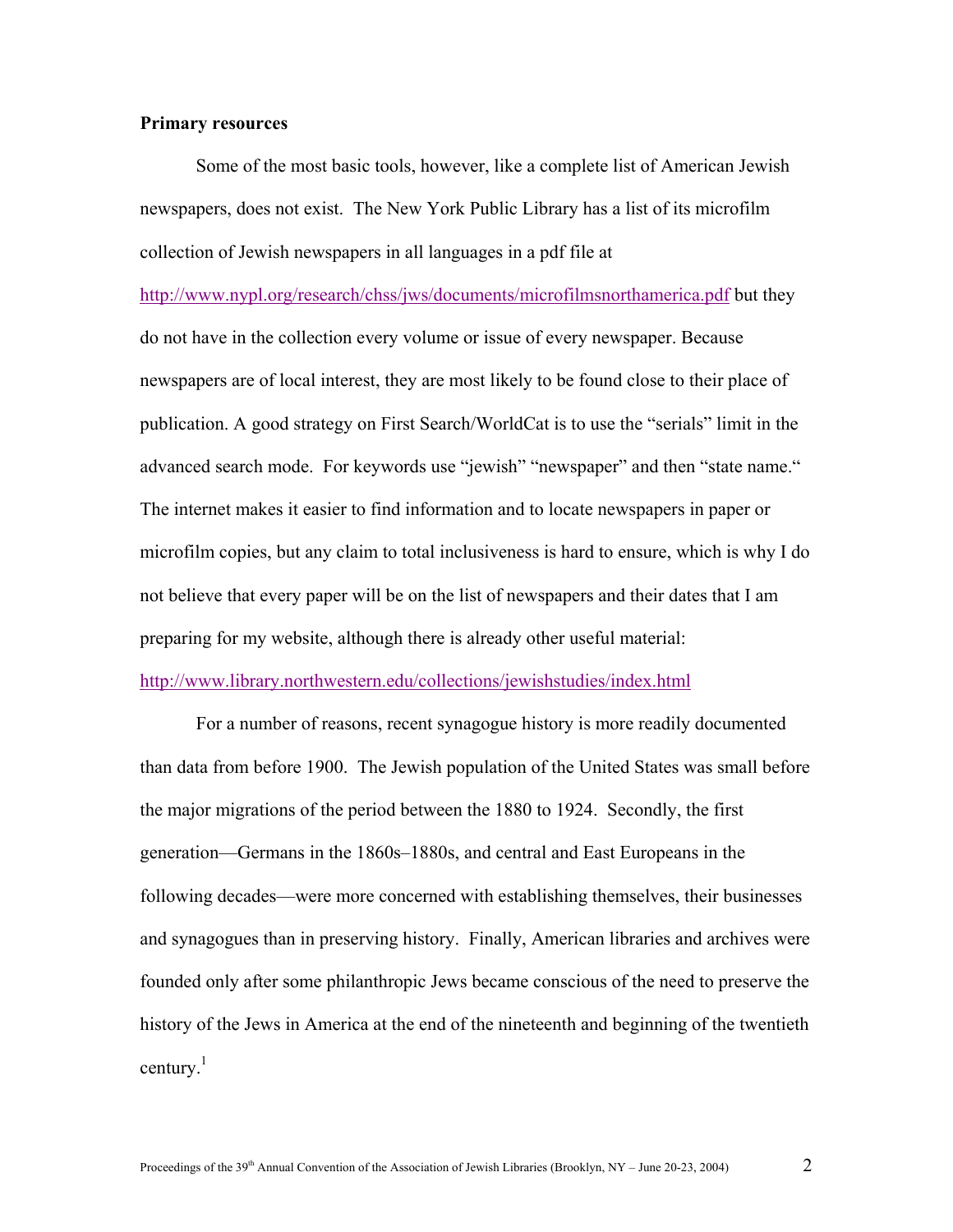**Primary resources**

Some of the most basic tools, however, like a complete list of American Jewish newspapers, does not exist. The New York Public Library has a list of its microfilm collection of Jewish newspapers in all languages in a pdf file at http://www.nypl.org/research/chss/jws/documents/microfilmsnorthamerica.pdf but they do not have in the collection every volume or issue of every newspaper. Because newspapers are of local interest, they are most likely to be found close to their place of publication. A good strategy on First Search/WorldCat is to use the "serials" limit in the advanced search mode. For keywords use "jewish" "newspaper" and then "state name." The internet makes it easier to find information and to locate newspapers in paper or microfilm copies, but any claim to total inclusiveness is hard to ensure, which is why I do not believe that every paper will be on the list of newspapers and their dates that I am preparing for my website, although there is already other useful material: http://www.library.northwestern.edu/collections/jewishstudies/index.html

For a number of reasons, recent synagogue history is more readily documented than data from before 1900. The Jewish population of the United States was small before the major migrations of the period between the 1880 to 1924. Secondly, the first generation—Germans in the 1860s–1880s, and central and East Europeans in the following decades—were more concerned with establishing themselves, their businesses and synagogues than in preserving history. Finally, American libraries and archives were founded only after some philanthropic Jews became conscious of the need to preserve the history of the Jews in America at the end of the nineteenth and beginning of the twentieth century.[1]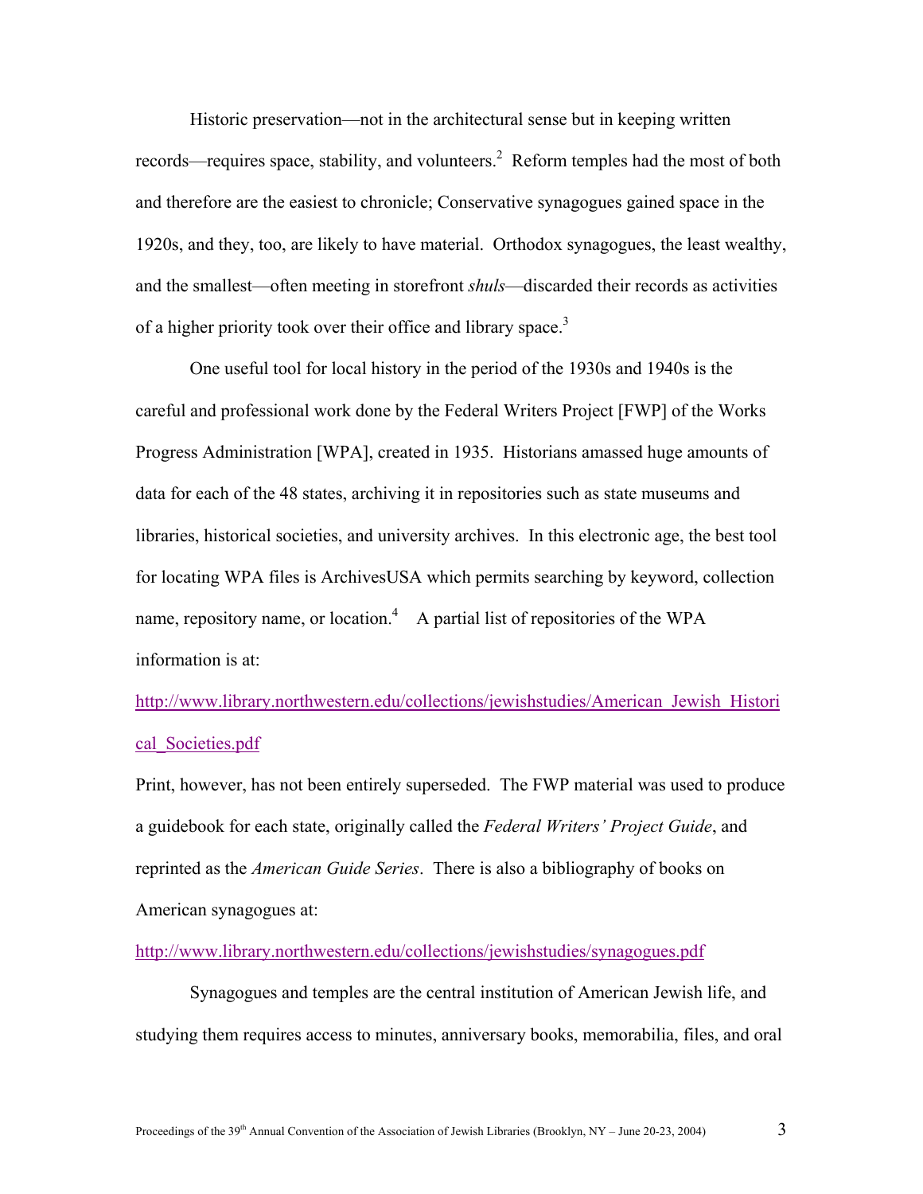Historic preservation—not in the architectural sense but in keeping written records—requires space, stability, and volunteers.[2] Reform temples had the most of both and therefore are the easiest to chronicle; Conservative synagogues gained space in the 1920s, and they, too, are likely to have material. Orthodox synagogues, the least wealthy, and the smallest—often meeting in storefront *shuls*—discarded their records as activities of a higher priority took over their office and library space.[3]

One useful tool for local history in the period of the 1930s and 1940s is the careful and professional work done by the Federal Writers Project [FWP] of the Works Progress Administration [WPA], created in 1935. Historians amassed huge amounts of data for each of the 48 states, archiving it in repositories such as state museums and libraries, historical societies, and university archives. In this electronic age, the best tool for locating WPA files is ArchivesUSA which permits searching by keyword, collection name, repository name, or location.[4] A partial list of repositories of the WPA information is at:

http://www.library.northwestern.edu/collections/jewishstudies/American_Jewish_Historical_Societies.pdf

Print, however, has not been entirely superseded. The FWP material was used to produce a guidebook for each state, originally called the *Federal Writers' Project Guide*, and reprinted as the *American Guide Series*. There is also a bibliography of books on American synagogues at:

http://www.library.northwestern.edu/collections/jewishstudies/synagogues.pdf

Synagogues and temples are the central institution of American Jewish life, and studying them requires access to minutes, anniversary books, memorabilia, files, and oral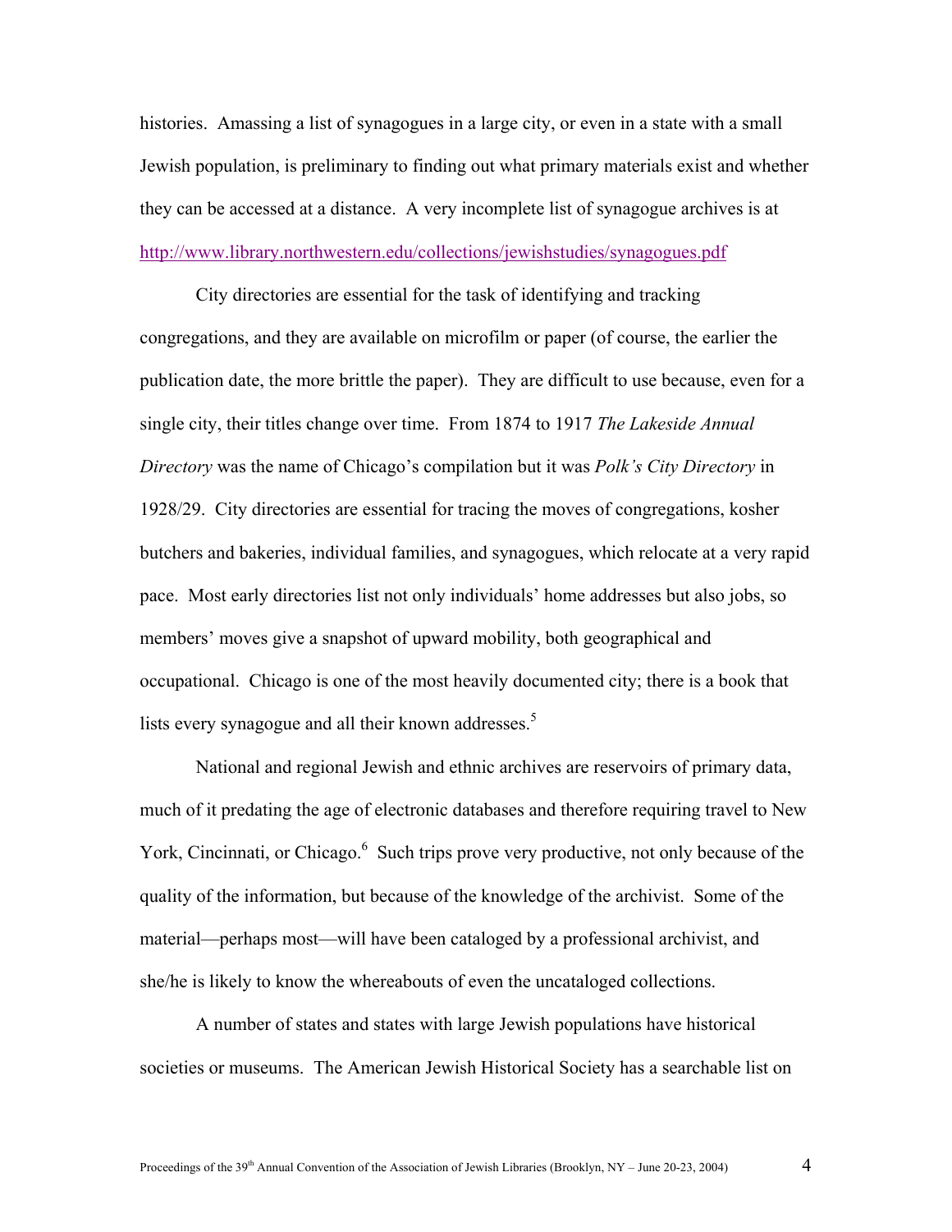histories. Amassing a list of synagogues in a large city, or even in a state with a small Jewish population, is preliminary to finding out what primary materials exist and whether they can be accessed at a distance. A very incomplete list of synagogue archives is at http://www.library.northwestern.edu/collections/jewishstudies/synagogues.pdf

City directories are essential for the task of identifying and tracking congregations, and they are available on microfilm or paper (of course, the earlier the publication date, the more brittle the paper). They are difficult to use because, even for a single city, their titles change over time. From 1874 to 1917 *The Lakeside Annual Directory* was the name of Chicago's compilation but it was *Polk's City Directory* in 1928/29. City directories are essential for tracing the moves of congregations, kosher butchers and bakeries, individual families, and synagogues, which relocate at a very rapid pace. Most early directories list not only individuals' home addresses but also jobs, so members' moves give a snapshot of upward mobility, both geographical and occupational. Chicago is one of the most heavily documented city; there is a book that lists every synagogue and all their known addresses.[5]

National and regional Jewish and ethnic archives are reservoirs of primary data, much of it predating the age of electronic databases and therefore requiring travel to New York, Cincinnati, or Chicago.[6] Such trips prove very productive, not only because of the quality of the information, but because of the knowledge of the archivist. Some of the material—perhaps most—will have been cataloged by a professional archivist, and she/he is likely to know the whereabouts of even the uncataloged collections.

A number of states and states with large Jewish populations have historical societies or museums. The American Jewish Historical Society has a searchable list on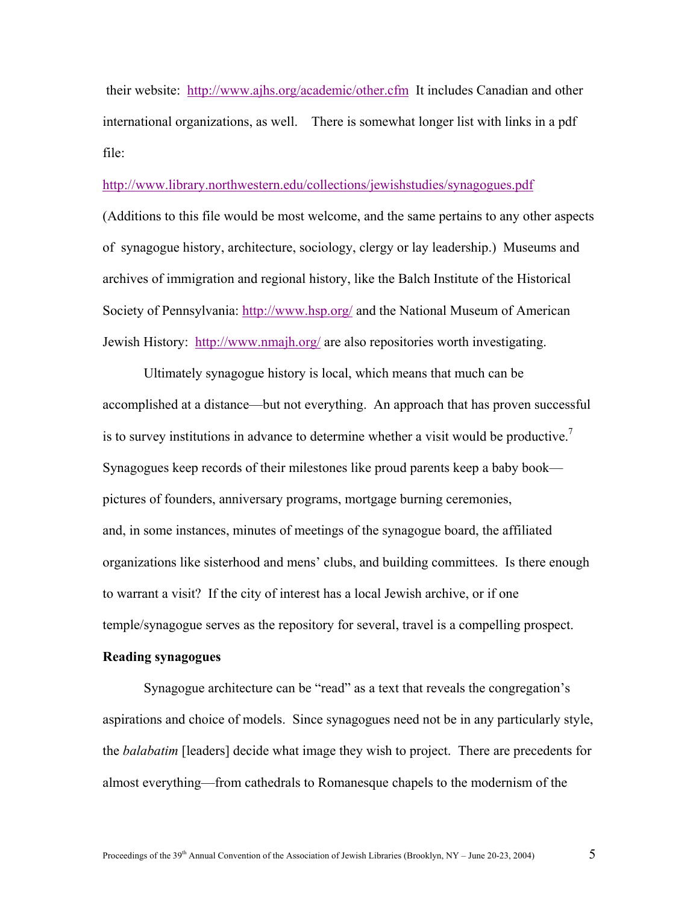their website: http://www.ajhs.org/academic/other.cfm It includes Canadian and other international organizations, as well. There is somewhat longer list with links in a pdf file:

http://www.library.northwestern.edu/collections/jewishstudies/synagogues.pdf

(Additions to this file would be most welcome, and the same pertains to any other aspects of synagogue history, architecture, sociology, clergy or lay leadership.) Museums and archives of immigration and regional history, like the Balch Institute of the Historical Society of Pennsylvania: http://www.hsp.org/ and the National Museum of American Jewish History: http://www.nmajh.org/ are also repositories worth investigating.

Ultimately synagogue history is local, which means that much can be accomplished at a distance—but not everything. An approach that has proven successful is to survey institutions in advance to determine whether a visit would be productive.[7] Synagogues keep records of their milestones like proud parents keep a baby book—pictures of founders, anniversary programs, mortgage burning ceremonies, and, in some instances, minutes of meetings of the synagogue board, the affiliated organizations like sisterhood and mens' clubs, and building committees. Is there enough to warrant a visit? If the city of interest has a local Jewish archive, or if one temple/synagogue serves as the repository for several, travel is a compelling prospect.

**Reading synagogues**

Synagogue architecture can be "read" as a text that reveals the congregation's aspirations and choice of models. Since synagogues need not be in any particularly style, the *balabatim* [leaders] decide what image they wish to project. There are precedents for almost everything—from cathedrals to Romanesque chapels to the modernism of the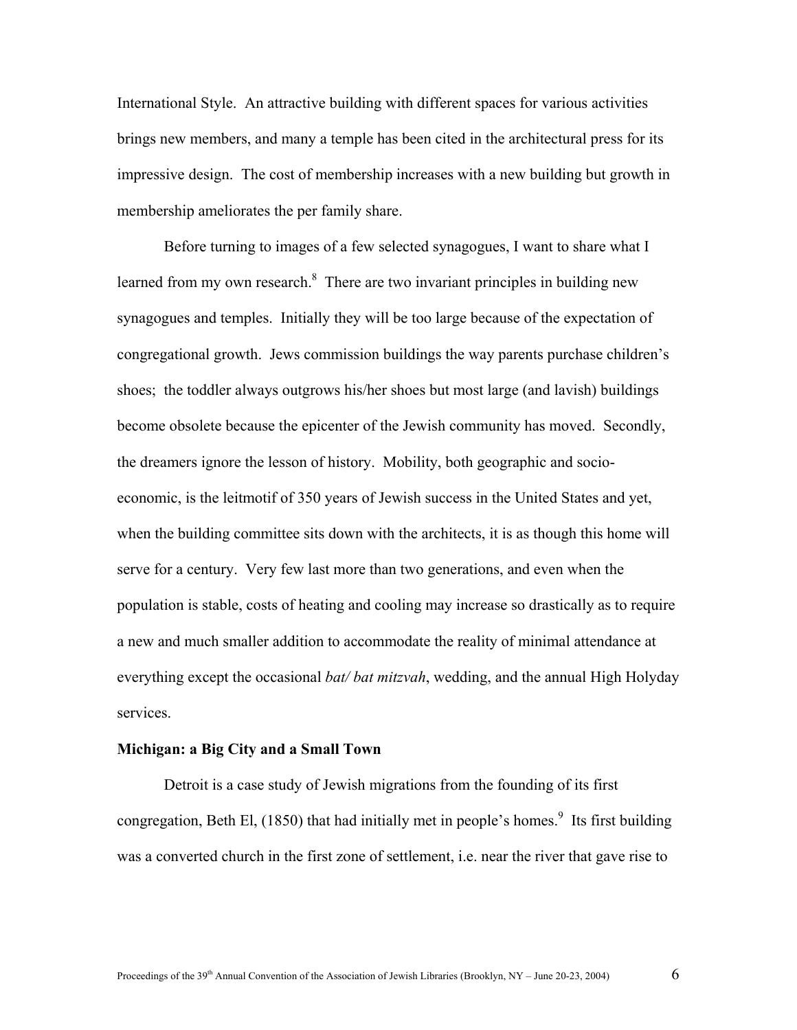International Style. An attractive building with different spaces for various activities brings new members, and many a temple has been cited in the architectural press for its impressive design. The cost of membership increases with a new building but growth in membership ameliorates the per family share.

Before turning to images of a few selected synagogues, I want to share what I learned from my own research.[8] There are two invariant principles in building new synagogues and temples. Initially they will be too large because of the expectation of congregational growth. Jews commission buildings the way parents purchase children's shoes; the toddler always outgrows his/her shoes but most large (and lavish) buildings become obsolete because the epicenter of the Jewish community has moved. Secondly, the dreamers ignore the lesson of history. Mobility, both geographic and socio-economic, is the leitmotif of 350 years of Jewish success in the United States and yet, when the building committee sits down with the architects, it is as though this home will serve for a century. Very few last more than two generations, and even when the population is stable, costs of heating and cooling may increase so drastically as to require a new and much smaller addition to accommodate the reality of minimal attendance at everything except the occasional *bat/ bat mitzvah*, wedding, and the annual High Holyday services.

**Michigan: a Big City and a Small Town**

Detroit is a case study of Jewish migrations from the founding of its first congregation, Beth El, (1850) that had initially met in people's homes.[9] Its first building was a converted church in the first zone of settlement, i.e. near the river that gave rise to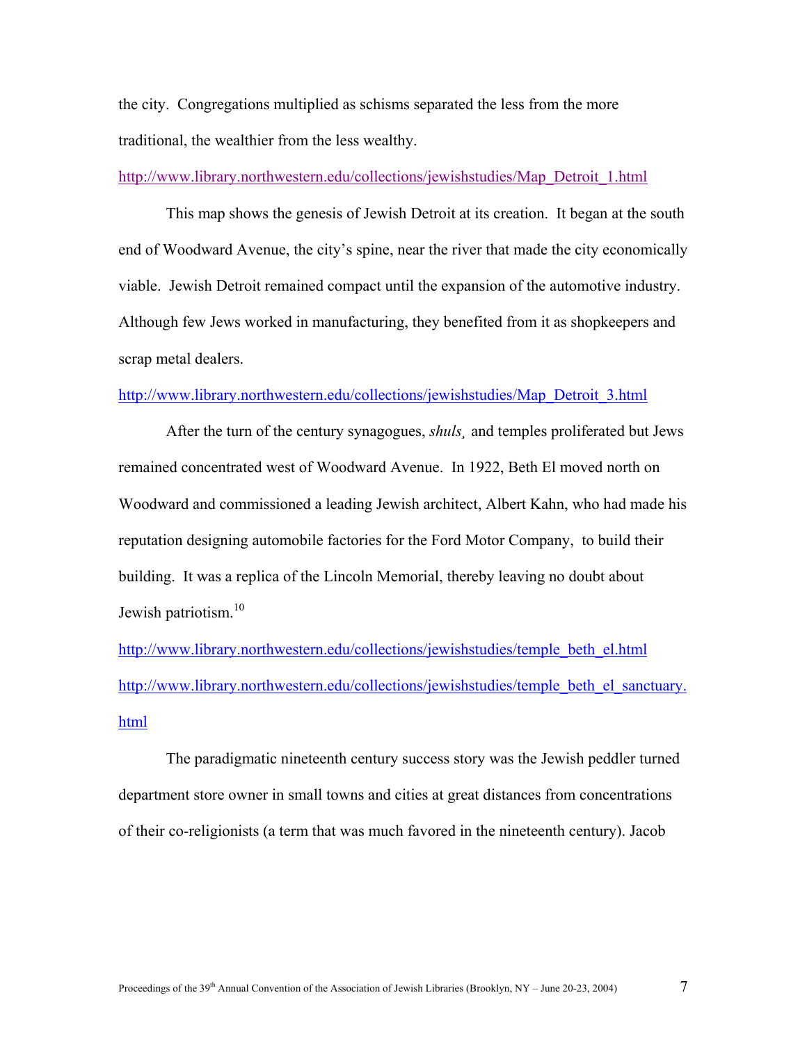the city. Congregations multiplied as schisms separated the less from the more traditional, the wealthier from the less wealthy.

http://www.library.northwestern.edu/collections/jewishstudies/Map_Detroit_1.html

This map shows the genesis of Jewish Detroit at its creation. It began at the south end of Woodward Avenue, the city's spine, near the river that made the city economically viable. Jewish Detroit remained compact until the expansion of the automotive industry. Although few Jews worked in manufacturing, they benefited from it as shopkeepers and scrap metal dealers.

http://www.library.northwestern.edu/collections/jewishstudies/Map_Detroit_3.html

After the turn of the century synagogues, *shuls,* and temples proliferated but Jews remained concentrated west of Woodward Avenue. In 1922, Beth El moved north on Woodward and commissioned a leading Jewish architect, Albert Kahn, who had made his reputation designing automobile factories for the Ford Motor Company, to build their building. It was a replica of the Lincoln Memorial, thereby leaving no doubt about Jewish patriotism.[10]

http://www.library.northwestern.edu/collections/jewishstudies/temple_beth_el.html
http://www.library.northwestern.edu/collections/jewishstudies/temple_beth_el_sanctuary.html

The paradigmatic nineteenth century success story was the Jewish peddler turned department store owner in small towns and cities at great distances from concentrations of their co-religionists (a term that was much favored in the nineteenth century). Jacob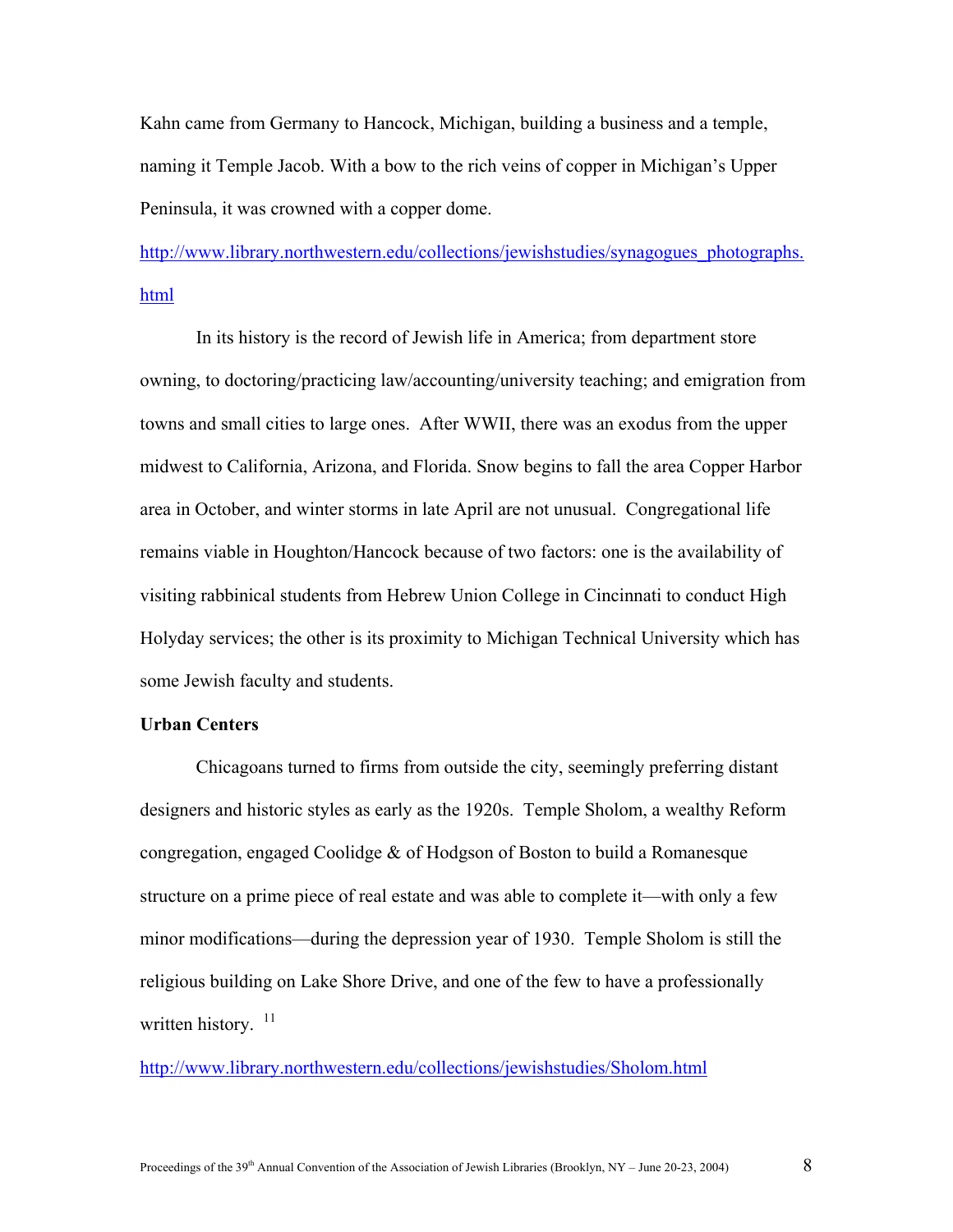Kahn came from Germany to Hancock, Michigan, building a business and a temple, naming it Temple Jacob. With a bow to the rich veins of copper in Michigan's Upper Peninsula, it was crowned with a copper dome.

http://www.library.northwestern.edu/collections/jewishstudies/synagogues_photographs.html

In its history is the record of Jewish life in America; from department store owning, to doctoring/practicing law/accounting/university teaching; and emigration from towns and small cities to large ones. After WWII, there was an exodus from the upper midwest to California, Arizona, and Florida. Snow begins to fall the area Copper Harbor area in October, and winter storms in late April are not unusual. Congregational life remains viable in Houghton/Hancock because of two factors: one is the availability of visiting rabbinical students from Hebrew Union College in Cincinnati to conduct High Holyday services; the other is its proximity to Michigan Technical University which has some Jewish faculty and students.

**Urban Centers**

Chicagoans turned to firms from outside the city, seemingly preferring distant designers and historic styles as early as the 1920s. Temple Sholom, a wealthy Reform congregation, engaged Coolidge & of Hodgson of Boston to build a Romanesque structure on a prime piece of real estate and was able to complete it—with only a few minor modifications—during the depression year of 1930. Temple Sholom is still the religious building on Lake Shore Drive, and one of the few to have a professionally written history. [11]

http://www.library.northwestern.edu/collections/jewishstudies/Sholom.html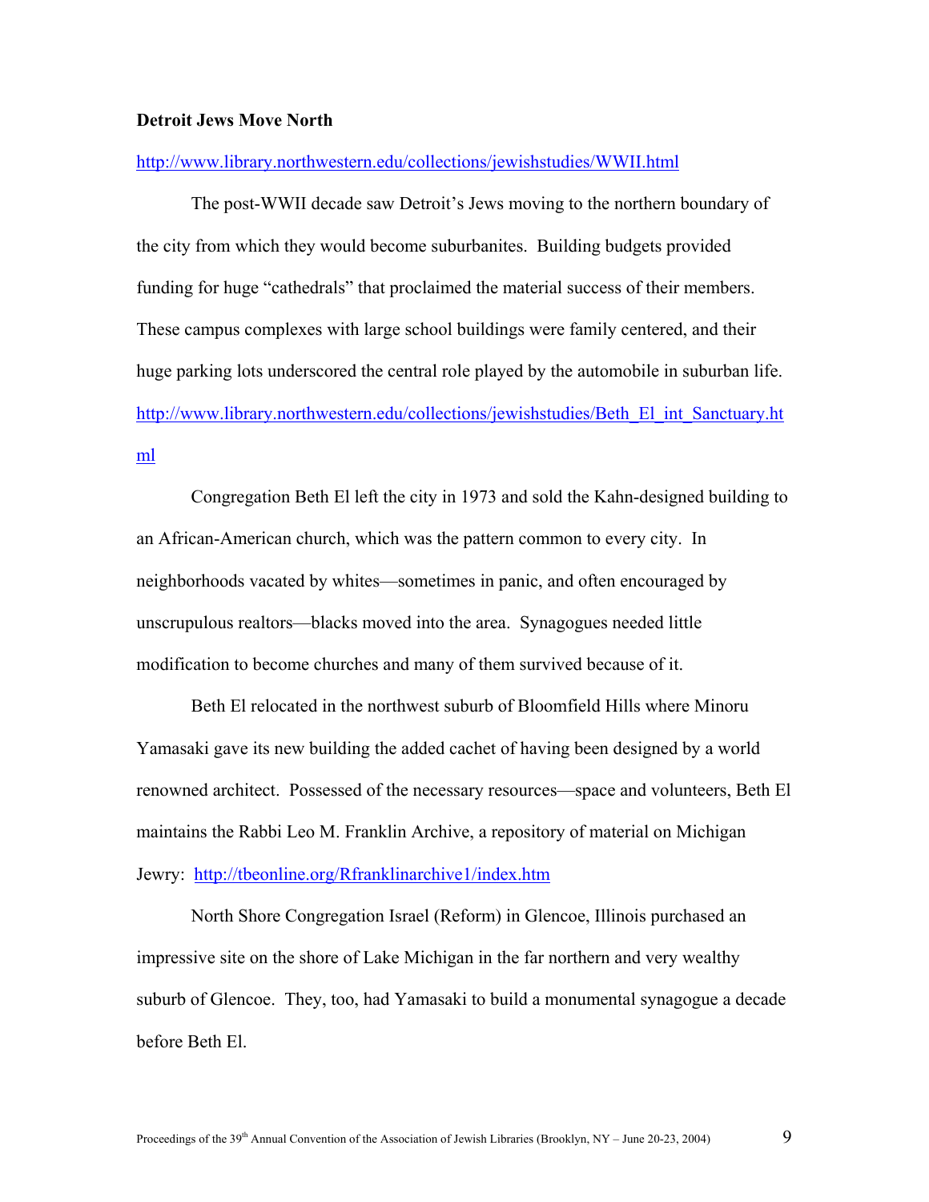**Detroit Jews Move North**

http://www.library.northwestern.edu/collections/jewishstudies/WWII.html

The post-WWII decade saw Detroit's Jews moving to the northern boundary of the city from which they would become suburbanites. Building budgets provided funding for huge "cathedrals" that proclaimed the material success of their members. These campus complexes with large school buildings were family centered, and their huge parking lots underscored the central role played by the automobile in suburban life. http://www.library.northwestern.edu/collections/jewishstudies/Beth_El_int_Sanctuary.html

Congregation Beth El left the city in 1973 and sold the Kahn-designed building to an African-American church, which was the pattern common to every city. In neighborhoods vacated by whites—sometimes in panic, and often encouraged by unscrupulous realtors—blacks moved into the area. Synagogues needed little modification to become churches and many of them survived because of it.

Beth El relocated in the northwest suburb of Bloomfield Hills where Minoru Yamasaki gave its new building the added cachet of having been designed by a world renowned architect. Possessed of the necessary resources—space and volunteers, Beth El maintains the Rabbi Leo M. Franklin Archive, a repository of material on Michigan Jewry: http://tbeonline.org/Rfranklinarchive1/index.htm

North Shore Congregation Israel (Reform) in Glencoe, Illinois purchased an impressive site on the shore of Lake Michigan in the far northern and very wealthy suburb of Glencoe. They, too, had Yamasaki to build a monumental synagogue a decade before Beth El.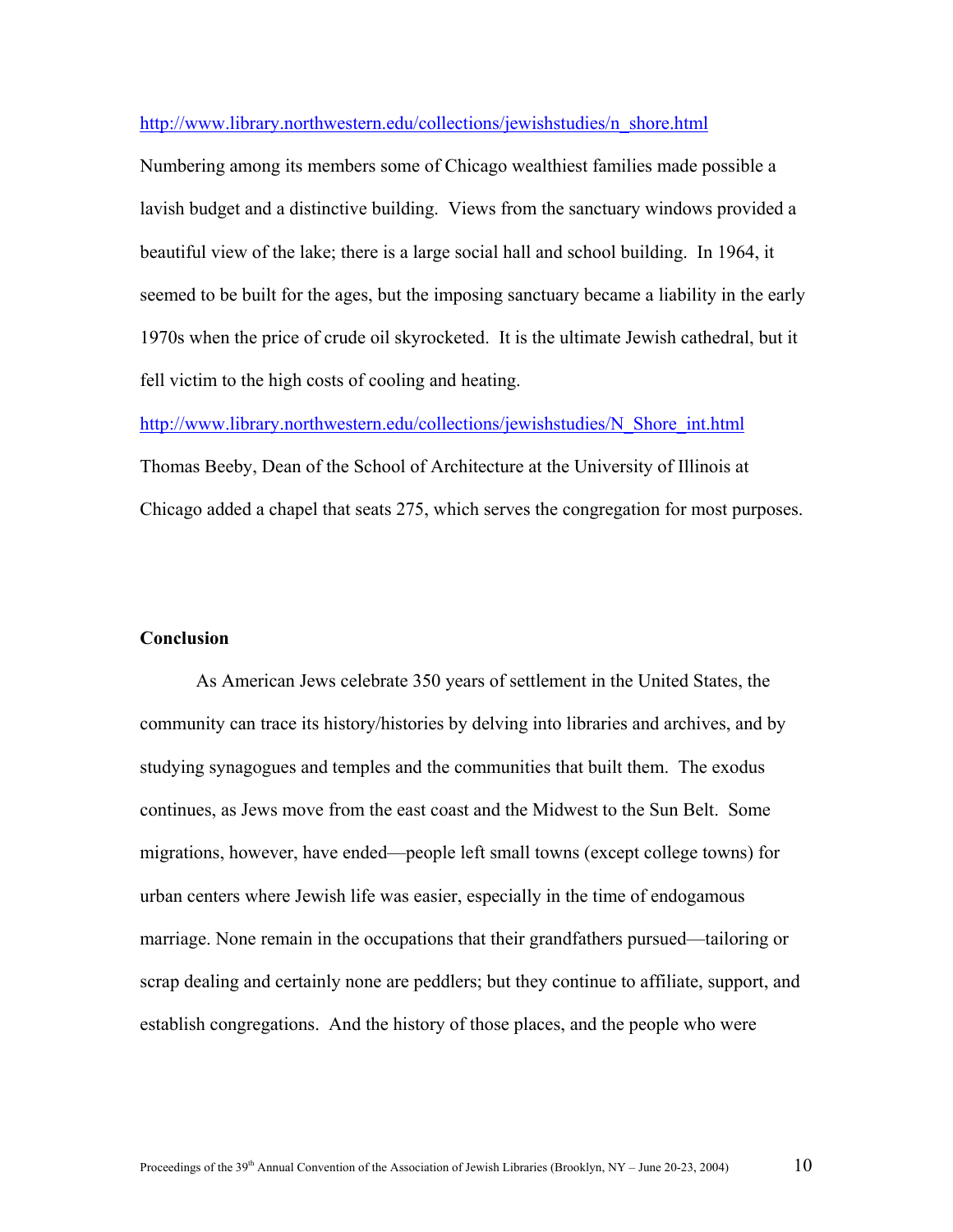http://www.library.northwestern.edu/collections/jewishstudies/n_shore.html

Numbering among its members some of Chicago wealthiest families made possible a lavish budget and a distinctive building. Views from the sanctuary windows provided a beautiful view of the lake; there is a large social hall and school building. In 1964, it seemed to be built for the ages, but the imposing sanctuary became a liability in the early 1970s when the price of crude oil skyrocketed. It is the ultimate Jewish cathedral, but it fell victim to the high costs of cooling and heating.

http://www.library.northwestern.edu/collections/jewishstudies/N_Shore_int.html

Thomas Beeby, Dean of the School of Architecture at the University of Illinois at Chicago added a chapel that seats 275, which serves the congregation for most purposes.

**Conclusion**

As American Jews celebrate 350 years of settlement in the United States, the community can trace its history/histories by delving into libraries and archives, and by studying synagogues and temples and the communities that built them. The exodus continues, as Jews move from the east coast and the Midwest to the Sun Belt. Some migrations, however, have ended—people left small towns (except college towns) for urban centers where Jewish life was easier, especially in the time of endogamous marriage. None remain in the occupations that their grandfathers pursued—tailoring or scrap dealing and certainly none are peddlers; but they continue to affiliate, support, and establish congregations. And the history of those places, and the people who were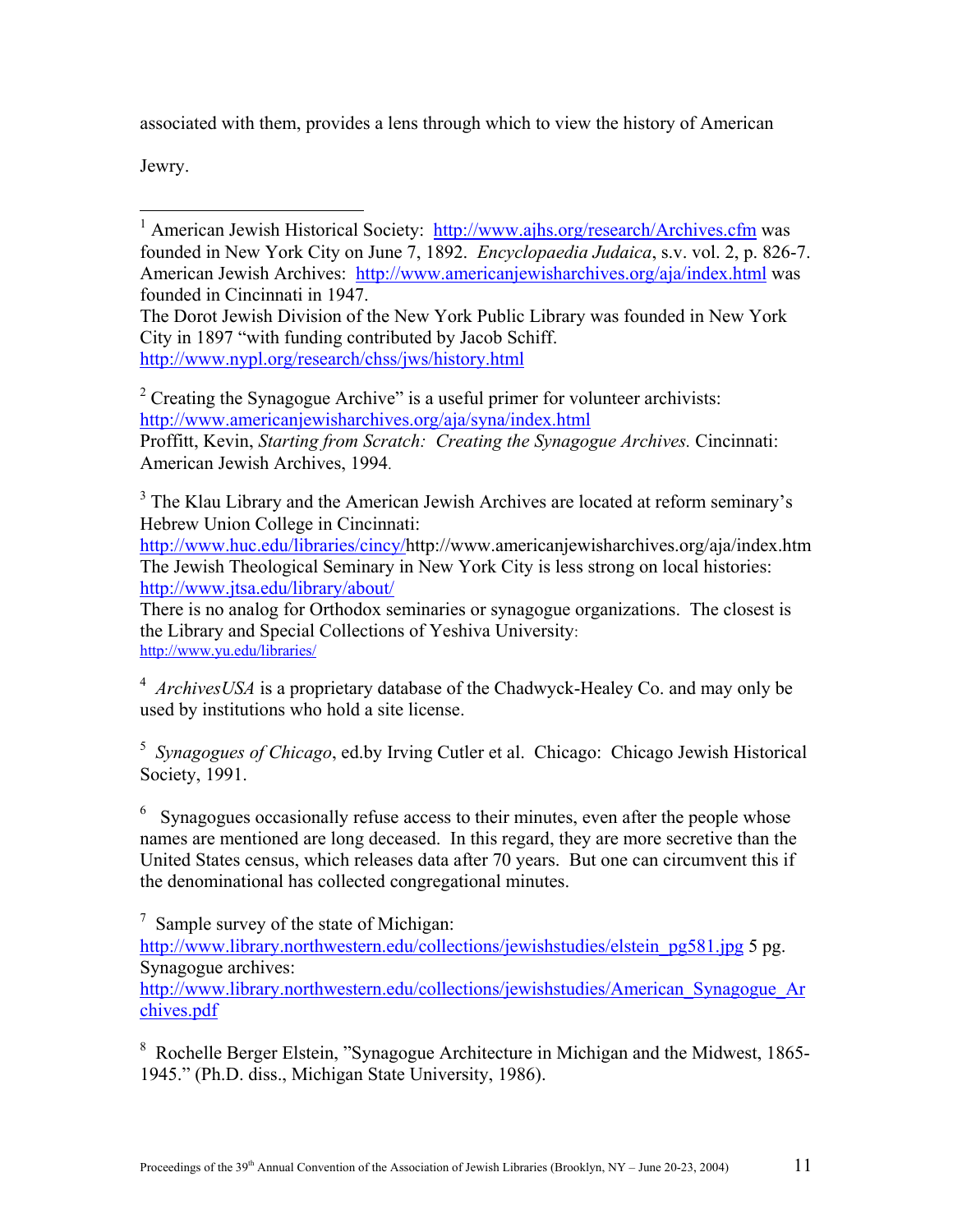associated with them, provides a lens through which to view the history of American Jewry.

---

[1] American Jewish Historical Society: http://www.ajhs.org/research/Archives.cfm was founded in New York City on June 7, 1892. *Encyclopaedia Judaica*, s.v. vol. 2, p. 826-7. American Jewish Archives: http://www.americanjewisharchives.org/aja/index.html was founded in Cincinnati in 1947.
The Dorot Jewish Division of the New York Public Library was founded in New York City in 1897 "with funding contributed by Jacob Schiff. http://www.nypl.org/research/chss/jws/history.html

[2] Creating the Synagogue Archive" is a useful primer for volunteer archivists: http://www.americanjewisharchives.org/aja/syna/index.html
Proffitt, Kevin, *Starting from Scratch: Creating the Synagogue Archives.* Cincinnati: American Jewish Archives, 1994.

[3] The Klau Library and the American Jewish Archives are located at reform seminary's Hebrew Union College in Cincinnati:
http://www.huc.edu/libraries/cincy/http://www.americanjewisharchives.org/aja/index.htm
The Jewish Theological Seminary in New York City is less strong on local histories: http://www.jtsa.edu/library/about/
There is no analog for Orthodox seminaries or synagogue organizations. The closest is the Library and Special Collections of Yeshiva University:
http://www.yu.edu/libraries/

[4] *ArchivesUSA* is a proprietary database of the Chadwyck-Healey Co. and may only be used by institutions who hold a site license.

[5] *Synagogues of Chicago*, ed.by Irving Cutler et al. Chicago: Chicago Jewish Historical Society, 1991.

[6] Synagogues occasionally refuse access to their minutes, even after the people whose names are mentioned are long deceased. In this regard, they are more secretive than the United States census, which releases data after 70 years. But one can circumvent this if the denominational has collected congregational minutes.

[7] Sample survey of the state of Michigan:
http://www.library.northwestern.edu/collections/jewishstudies/elstein_pg581.jpg 5 pg.
Synagogue archives:
http://www.library.northwestern.edu/collections/jewishstudies/American_Synagogue_Archives.pdf

[8] Rochelle Berger Elstein, "Synagogue Architecture in Michigan and the Midwest, 1865-1945." (Ph.D. diss., Michigan State University, 1986).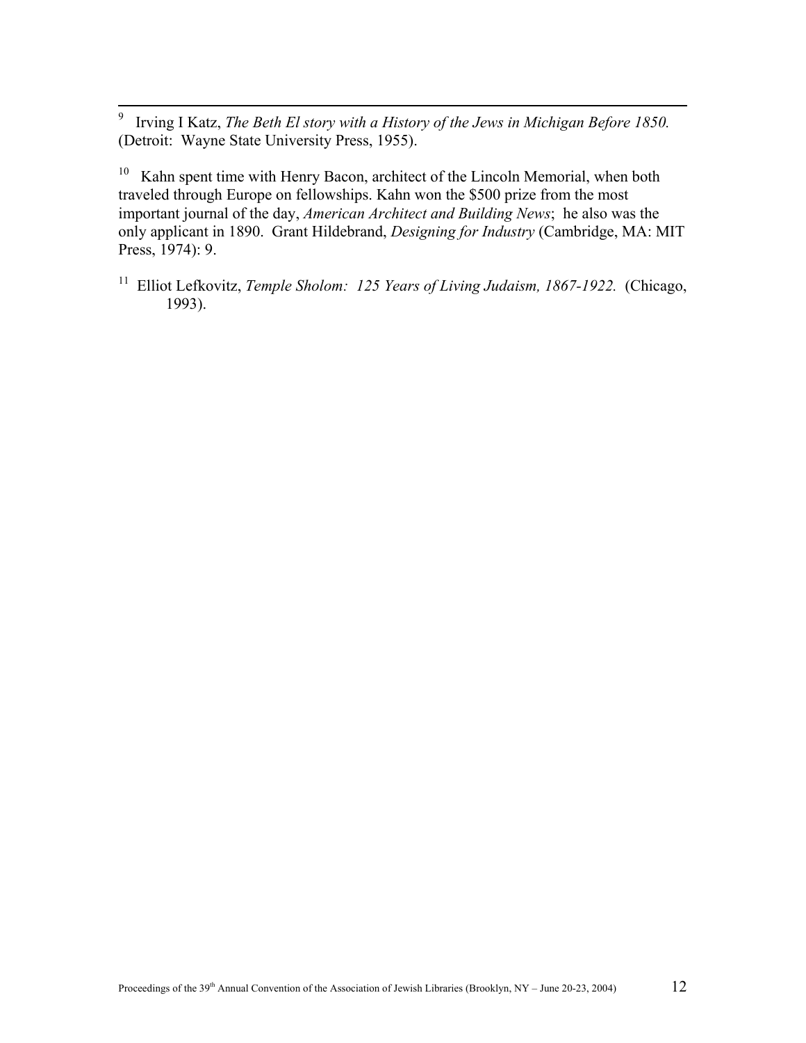[9] Irving I Katz, *The Beth El story with a History of the Jews in Michigan Before 1850.* (Detroit: Wayne State University Press, 1955).

[10] Kahn spent time with Henry Bacon, architect of the Lincoln Memorial, when both traveled through Europe on fellowships. Kahn won the $500 prize from the most important journal of the day, *American Architect and Building News*; he also was the only applicant in 1890. Grant Hildebrand, *Designing for Industry* (Cambridge, MA: MIT Press, 1974): 9.

[11] Elliot Lefkovitz, *Temple Sholom: 125 Years of Living Judaism, 1867-1922.* (Chicago, 1993).